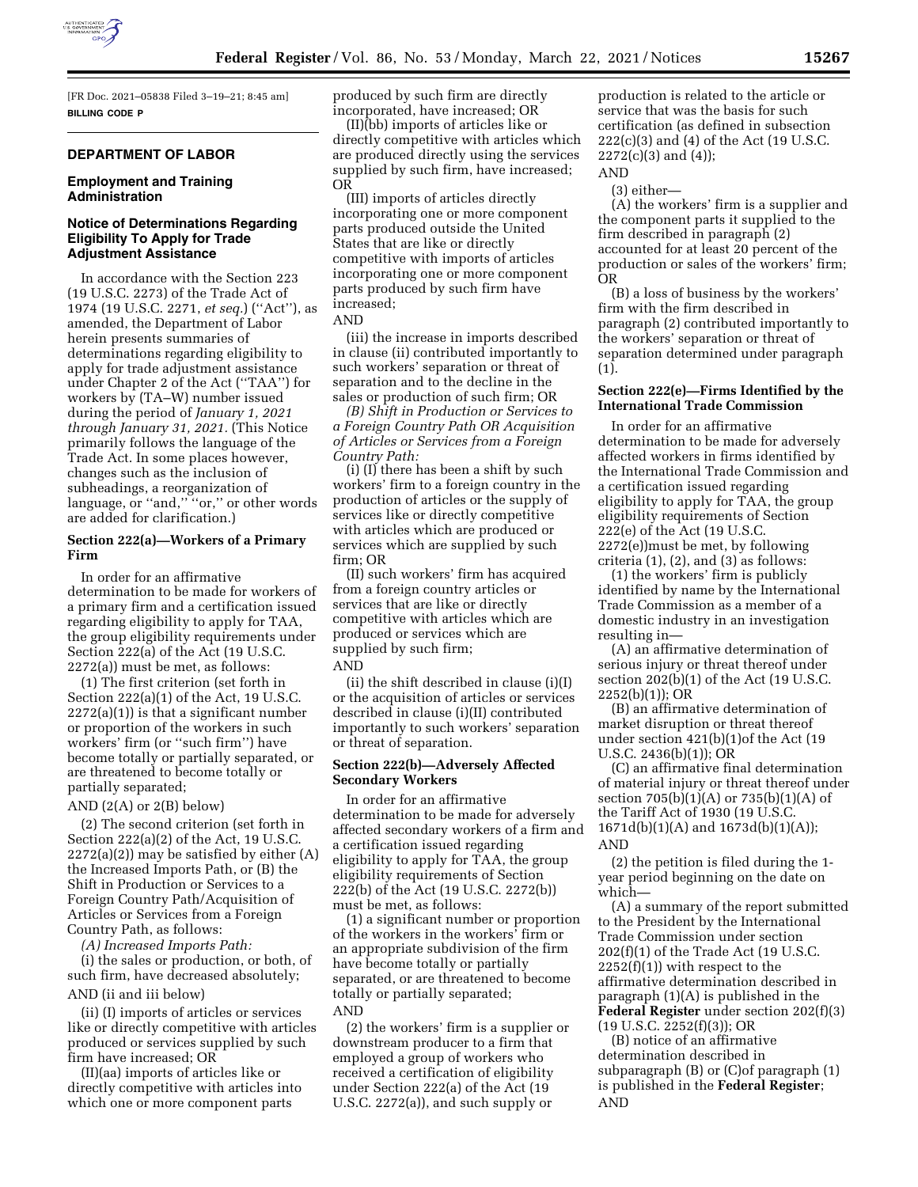[FR Doc. 2021–05838 Filed 3–19–21; 8:45 am]

**BILLING CODE P**

## DEPARTMENT OF LABOR

### Employment and Training Administration

### Notice of Determinations Regarding Eligibility To Apply for Trade Adjustment Assistance

In accordance with the Section 223 (19 U.S.C. 2273) of the Trade Act of 1974 (19 U.S.C. 2271, *et seq.*) (''Act''), as amended, the Department of Labor herein presents summaries of determinations regarding eligibility to apply for trade adjustment assistance under Chapter 2 of the Act (''TAA'') for workers by (TA–W) number issued during the period of *January 1, 2021 through January 31, 2021.* (This Notice primarily follows the language of the Trade Act. In some places however, changes such as the inclusion of subheadings, a reorganization of language, or ''and,'' ''or,'' or other words are added for clarification.)

#### Section 222(a)—Workers of a Primary Firm

In order for an affirmative determination to be made for workers of a primary firm and a certification issued regarding eligibility to apply for TAA, the group eligibility requirements under Section 222(a) of the Act (19 U.S.C. 2272(a)) must be met, as follows:

(1) The first criterion (set forth in Section 222(a)(1) of the Act, 19 U.S.C. 2272(a)(1)) is that a significant number or proportion of the workers in such workers' firm (or ''such firm'') have become totally or partially separated, or are threatened to become totally or partially separated;

AND (2(A) or 2(B) below)

(2) The second criterion (set forth in Section 222(a)(2) of the Act, 19 U.S.C. 2272(a)(2)) may be satisfied by either (A) the Increased Imports Path, or (B) the Shift in Production or Services to a Foreign Country Path/Acquisition of Articles or Services from a Foreign Country Path, as follows:

*(A) Increased Imports Path:*

(i) the sales or production, or both, of such firm, have decreased absolutely;

AND (ii and iii below)

(ii) (I) imports of articles or services like or directly competitive with articles produced or services supplied by such firm have increased; OR

(II)(aa) imports of articles like or directly competitive with articles into which one or more component parts produced by such firm are directly incorporated, have increased; OR

(II)(bb) imports of articles like or directly competitive with articles which are produced directly using the services supplied by such firm, have increased; OR

(III) imports of articles directly incorporating one or more component parts produced outside the United States that are like or directly competitive with imports of articles incorporating one or more component parts produced by such firm have increased;

AND

(iii) the increase in imports described in clause (ii) contributed importantly to such workers' separation or threat of separation and to the decline in the sales or production of such firm; OR

*(B) Shift in Production or Services to a Foreign Country Path OR Acquisition of Articles or Services from a Foreign Country Path:*

(i) (I) there has been a shift by such workers' firm to a foreign country in the production of articles or the supply of services like or directly competitive with articles which are produced or services which are supplied by such firm; OR

(II) such workers' firm has acquired from a foreign country articles or services that are like or directly competitive with articles which are produced or services which are supplied by such firm;

AND

(ii) the shift described in clause (i)(I) or the acquisition of articles or services described in clause (i)(II) contributed importantly to such workers' separation or threat of separation.

#### Section 222(b)—Adversely Affected Secondary Workers

In order for an affirmative determination to be made for adversely affected secondary workers of a firm and a certification issued regarding eligibility to apply for TAA, the group eligibility requirements of Section 222(b) of the Act (19 U.S.C. 2272(b)) must be met, as follows:

(1) a significant number or proportion of the workers in the workers' firm or an appropriate subdivision of the firm have become totally or partially separated, or are threatened to become totally or partially separated;

AND

(2) the workers' firm is a supplier or downstream producer to a firm that employed a group of workers who received a certification of eligibility under Section 222(a) of the Act (19 U.S.C. 2272(a)), and such supply or production is related to the article or service that was the basis for such certification (as defined in subsection 222(c)(3) and (4) of the Act (19 U.S.C. 2272(c)(3) and (4));

AND

(3) either—

(A) the workers' firm is a supplier and the component parts it supplied to the firm described in paragraph (2) accounted for at least 20 percent of the production or sales of the workers' firm; OR

(B) a loss of business by the workers' firm with the firm described in paragraph (2) contributed importantly to the workers' separation or threat of separation determined under paragraph (1).

#### Section 222(e)—Firms Identified by the International Trade Commission

In order for an affirmative determination to be made for adversely affected workers in firms identified by the International Trade Commission and a certification issued regarding eligibility to apply for TAA, the group eligibility requirements of Section 222(e) of the Act (19 U.S.C. 2272(e))must be met, by following criteria (1), (2), and (3) as follows:

(1) the workers' firm is publicly identified by name by the International Trade Commission as a member of a domestic industry in an investigation resulting in—

(A) an affirmative determination of serious injury or threat thereof under section 202(b)(1) of the Act (19 U.S.C. 2252(b)(1)); OR

(B) an affirmative determination of market disruption or threat thereof under section 421(b)(1)of the Act (19 U.S.C. 2436(b)(1)); OR

(C) an affirmative final determination of material injury or threat thereof under section 705(b)(1)(A) or 735(b)(1)(A) of the Tariff Act of 1930 (19 U.S.C. 1671d(b)(1)(A) and 1673d(b)(1)(A));

AND

(2) the petition is filed during the 1-year period beginning on the date on which—

(A) a summary of the report submitted to the President by the International Trade Commission under section 202(f)(1) of the Trade Act (19 U.S.C. 2252(f)(1)) with respect to the affirmative determination described in paragraph (1)(A) is published in the **Federal Register** under section 202(f)(3) (19 U.S.C. 2252(f)(3)); OR

(B) notice of an affirmative determination described in subparagraph (B) or (C)of paragraph (1) is published in the **Federal Register**;

AND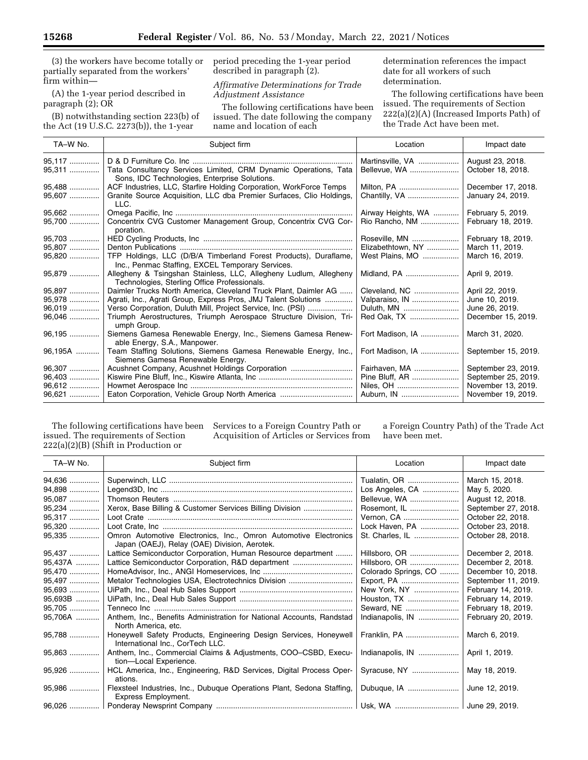(3) the workers have become totally or partially separated from the workers' firm within—

(A) the 1-year period described in paragraph (2); OR

(B) notwithstanding section 223(b) of the Act (19 U.S.C. 2273(b)), the 1-year period preceding the 1-year period described in paragraph (2).

*Affirmative Determinations for Trade Adjustment Assistance*

The following certifications have been issued. The date following the company name and location of each determination references the impact date for all workers of such determination.

The following certifications have been issued. The requirements of Section 222(a)(2)(A) (Increased Imports Path) of the Trade Act have been met.

| TA–W No. | Subject firm | Location | Impact date |
|---|---|---|---|
| 95,117 | D & D Furniture Co. Inc | Martinsville, VA | August 23, 2018. |
| 95,311 | Tata Consultancy Services Limited, CRM Dynamic Operations, Tata Sons, IDC Technologies, Enterprise Solutions. | Bellevue, WA | October 18, 2018. |
| 95,488 | ACF Industries, LLC, Starfire Holding Corporation, WorkForce Temps | Milton, PA | December 17, 2018. |
| 95,607 | Granite Source Acquisition, LLC dba Premier Surfaces, Clio Holdings, LLC. | Chantilly, VA | January 24, 2019. |
| 95,662 | Omega Pacific, Inc | Airway Heights, WA | February 5, 2019. |
| 95,700 | Concentrix CVG Customer Management Group, Concentrix CVG Corporation. | Rio Rancho, NM | February 18, 2019. |
| 95,703 | HED Cycling Products, Inc | Roseville, MN | February 18, 2019. |
| 95,807 | Denton Publications | Elizabethtown, NY | March 11, 2019. |
| 95,820 | TFP Holdings, LLC (D/B/A Timberland Forest Products), Duraflame, Inc., Penmac Staffing, EXCEL Temporary Services. | West Plains, MO | March 16, 2019. |
| 95,879 | Allegheny & Tsingshan Stainless, LLC, Allegheny Ludlum, Allegheny Technologies, Sterling Office Professionals. | Midland, PA | April 9, 2019. |
| 95,897 | Daimler Trucks North America, Cleveland Truck Plant, Daimler AG | Cleveland, NC | April 22, 2019. |
| 95,978 | Agrati, Inc., Agrati Group, Express Pros, JMJ Talent Solutions | Valparaiso, IN | June 10, 2019. |
| 96,019 | Verso Corporation, Duluth Mill, Project Service, Inc. (PSI) | Duluth, MN | June 26, 2019. |
| 96,046 | Triumph Aerostructures, Triumph Aerospace Structure Division, Triumph Group. | Red Oak, TX | December 15, 2019. |
| 96,195 | Siemens Gamesa Renewable Energy, Inc., Siemens Gamesa Renewable Energy, S.A., Manpower. | Fort Madison, IA | March 31, 2020. |
| 96,195A | Team Staffing Solutions, Siemens Gamesa Renewable Energy, Inc., Siemens Gamesa Renewable Energy. | Fort Madison, IA | September 15, 2019. |
| 96,307 | Acushnet Company, Acushnet Holdings Corporation | Fairhaven, MA | September 23, 2019. |
| 96,403 | Kiswire Pine Bluff, Inc., Kiswire Atlanta, Inc | Pine Bluff, AR | September 25, 2019. |
| 96,612 | Howmet Aerospace Inc | Niles, OH | November 13, 2019. |
| 96,621 | Eaton Corporation, Vehicle Group North America | Auburn, IN | November 19, 2019. |

The following certifications have been issued. The requirements of Section 222(a)(2)(B) (Shift in Production or Services to a Foreign Country Path or Acquisition of Articles or Services from a Foreign Country Path) of the Trade Act have been met.

| TA–W No. | Subject firm | Location | Impact date |
|---|---|---|---|
| 94,636 | Superwinch, LLC | Tualatin, OR | March 15, 2018. |
| 94,898 | Legend3D, Inc | Los Angeles, CA | May 5, 2020. |
| 95,087 | Thomson Reuters | Bellevue, WA | August 12, 2018. |
| 95,234 | Xerox, Base Billing & Customer Services Billing Division | Rosemont, IL | September 27, 2018. |
| 95,317 | Loot Crate | Vernon, CA | October 22, 2018. |
| 95,320 | Loot Crate, Inc | Lock Haven, PA | October 23, 2018. |
| 95,335 | Omron Automotive Electronics, Inc., Omron Automotive Electronics Japan (OAEJ), Relay (OAE) Division, Aerotek. | St. Charles, IL | October 28, 2018. |
| 95,437 | Lattice Semiconductor Corporation, Human Resource department | Hillsboro, OR | December 2, 2018. |
| 95,437A | Lattice Semiconductor Corporation, R&D department | Hillsboro, OR | December 2, 2018. |
| 95,470 | HomeAdvisor, Inc., ANGI Homeservices, Inc | Colorado Springs, CO | December 10, 2018. |
| 95,497 | Metalor Technologies USA, Electrotechnics Division | Export, PA | September 11, 2019. |
| 95,693 | UiPath, Inc., Deal Hub Sales Support | New York, NY | February 14, 2019. |
| 95,693B | UiPath, Inc., Deal Hub Sales Support | Houston, TX | February 14, 2019. |
| 95,705 | Tenneco Inc | Seward, NE | February 18, 2019. |
| 95,706A | Anthem, Inc., Benefits Administration for National Accounts, Randstad North America, etc. | Indianapolis, IN | February 20, 2019. |
| 95,788 | Honeywell Safety Products, Engineering Design Services, Honeywell International Inc., CorTech LLC. | Franklin, PA | March 6, 2019. |
| 95,863 | Anthem, Inc., Commercial Claims & Adjustments, COO–CSBD, Execution—Local Experience. | Indianapolis, IN | April 1, 2019. |
| 95,926 | HCL America, Inc., Engineering, R&D Services, Digital Process Operations. | Syracuse, NY | May 18, 2019. |
| 95,986 | Flexsteel Industries, Inc., Dubuque Operations Plant, Sedona Staffing, Express Employment. | Dubuque, IA | June 12, 2019. |
| 96,026 | Ponderay Newsprint Company | Usk, WA | June 29, 2019. |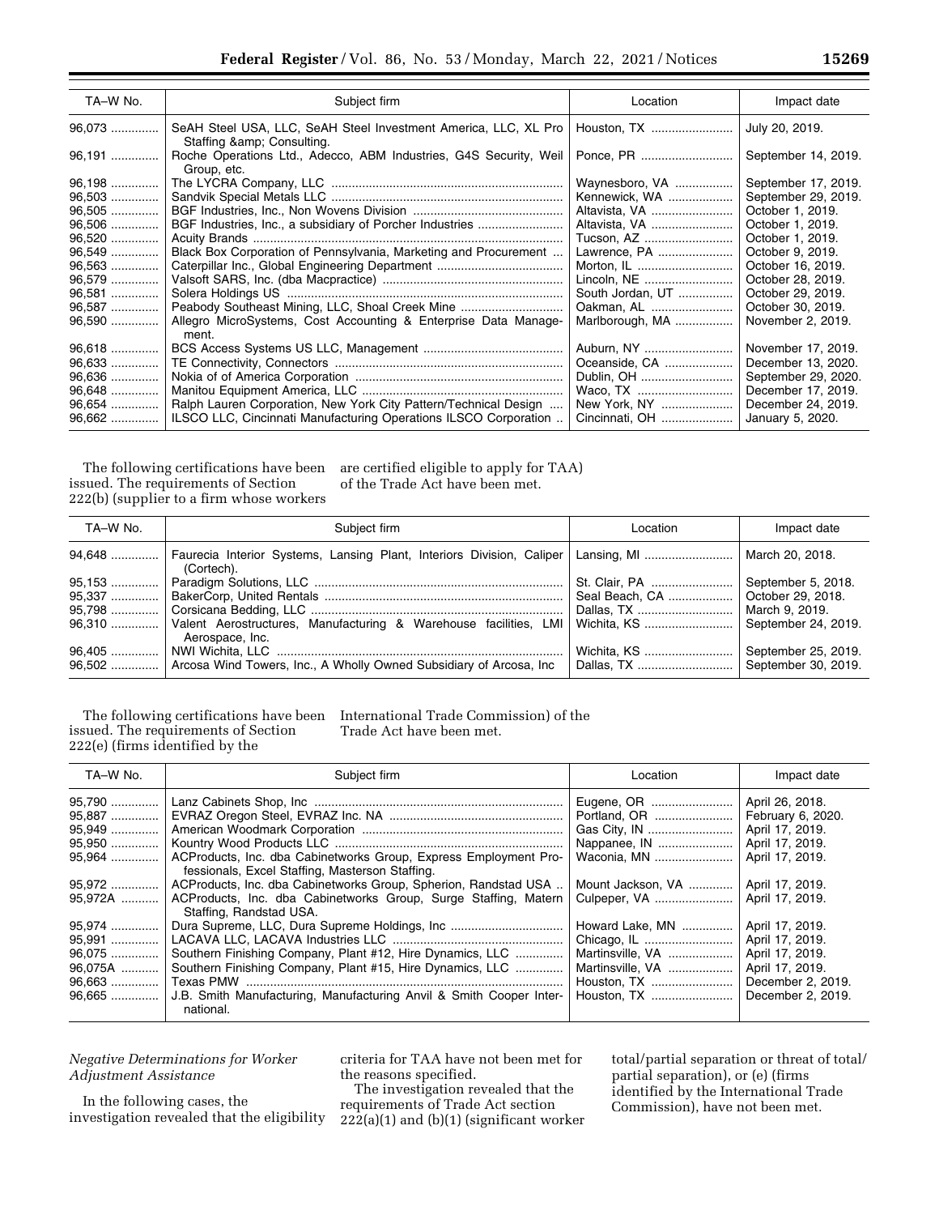| TA–W No. | Subject firm | Location | Impact date |
|---|---|---|---|
| 96,073 | SeAH Steel USA, LLC, SeAH Steel Investment America, LLC, XL Pro Staffing &amp; Consulting. | Houston, TX | July 20, 2019. |
| 96,191 | Roche Operations Ltd., Adecco, ABM Industries, G4S Security, Weil Group, etc. | Ponce, PR | September 14, 2019. |
| 96,198 | The LYCRA Company, LLC | Waynesboro, VA | September 17, 2019. |
| 96,503 | Sandvik Special Metals LLC | Kennewick, WA | September 29, 2019. |
| 96,505 | BGF Industries, Inc., Non Wovens Division | Altavista, VA | October 1, 2019. |
| 96,506 | BGF Industries, Inc., a subsidiary of Porcher Industries | Altavista, VA | October 1, 2019. |
| 96,520 | Acuity Brands | Tucson, AZ | October 1, 2019. |
| 96,549 | Black Box Corporation of Pennsylvania, Marketing and Procurement | Lawrence, PA | October 9, 2019. |
| 96,563 | Caterpillar Inc., Global Engineering Department | Morton, IL | October 16, 2019. |
| 96,579 | Valsoft SARS, Inc. (dba Macpractice) | Lincoln, NE | October 28, 2019. |
| 96,581 | Solera Holdings US | South Jordan, UT | October 29, 2019. |
| 96,587 | Peabody Southeast Mining, LLC, Shoal Creek Mine | Oakman, AL | October 30, 2019. |
| 96,590 | Allegro MicroSystems, Cost Accounting & Enterprise Data Management. | Marlborough, MA | November 2, 2019. |
| 96,618 | BCS Access Systems US LLC, Management | Auburn, NY | November 17, 2019. |
| 96,633 | TE Connectivity, Connectors | Oceanside, CA | December 13, 2020. |
| 96,636 | Nokia of of America Corporation | Dublin, OH | September 29, 2020. |
| 96,648 | Manitou Equipment America, LLC | Waco, TX | December 17, 2019. |
| 96,654 | Ralph Lauren Corporation, New York City Pattern/Technical Design | New York, NY | December 24, 2019. |
| 96,662 | ILSCO LLC, Cincinnati Manufacturing Operations ILSCO Corporation | Cincinnati, OH | January 5, 2020. |

The following certifications have been issued. The requirements of Section 222(b) (supplier to a firm whose workers are certified eligible to apply for TAA) of the Trade Act have been met.

| TA–W No. | Subject firm | Location | Impact date |
|---|---|---|---|
| 94,648 | Faurecia Interior Systems, Lansing Plant, Interiors Division, Caliper (Cortech). | Lansing, MI | March 20, 2018. |
| 95,153 | Paradigm Solutions, LLC | St. Clair, PA | September 5, 2018. |
| 95,337 | BakerCorp, United Rentals | Seal Beach, CA | October 29, 2018. |
| 95,798 | Corsicana Bedding, LLC | Dallas, TX | March 9, 2019. |
| 96,310 | Valent Aerostructures, Manufacturing & Warehouse facilities, LMI Aerospace, Inc. | Wichita, KS | September 24, 2019. |
| 96,405 | NWI Wichita, LLC | Wichita, KS | September 25, 2019. |
| 96,502 | Arcosa Wind Towers, Inc., A Wholly Owned Subsidiary of Arcosa, Inc | Dallas, TX | September 30, 2019. |

The following certifications have been issued. The requirements of Section 222(e) (firms identified by the International Trade Commission) of the Trade Act have been met.

| TA–W No. | Subject firm | Location | Impact date |
|---|---|---|---|
| 95,790 | Lanz Cabinets Shop, Inc | Eugene, OR | April 26, 2018. |
| 95,887 | EVRAZ Oregon Steel, EVRAZ Inc. NA | Portland, OR | February 6, 2020. |
| 95,949 | American Woodmark Corporation | Gas City, IN | April 17, 2019. |
| 95,950 | Kountry Wood Products LLC | Nappanee, IN | April 17, 2019. |
| 95,964 | ACProducts, Inc. dba Cabinetworks Group, Express Employment Professionals, Excel Staffing, Masterson Staffing. | Waconia, MN | April 17, 2019. |
| 95,972 | ACProducts, Inc. dba Cabinetworks Group, Spherion, Randstad USA | Mount Jackson, VA | April 17, 2019. |
| 95,972A | ACProducts, Inc. dba Cabinetworks Group, Surge Staffing, Matern Staffing, Randstad USA. | Culpeper, VA | April 17, 2019. |
| 95,974 | Dura Supreme, LLC, Dura Supreme Holdings, Inc | Howard Lake, MN | April 17, 2019. |
| 95,991 | LACAVA LLC, LACAVA Industries LLC | Chicago, IL | April 17, 2019. |
| 96,075 | Southern Finishing Company, Plant #12, Hire Dynamics, LLC | Martinsville, VA | April 17, 2019. |
| 96,075A | Southern Finishing Company, Plant #15, Hire Dynamics, LLC | Martinsville, VA | April 17, 2019. |
| 96,663 | Texas PMW | Houston, TX | December 2, 2019. |
| 96,665 | J.B. Smith Manufacturing, Manufacturing Anvil & Smith Cooper International. | Houston, TX | December 2, 2019. |

*Negative Determinations for Worker Adjustment Assistance*

In the following cases, the investigation revealed that the eligibility criteria for TAA have not been met for the reasons specified.

The investigation revealed that the requirements of Trade Act section 222(a)(1) and (b)(1) (significant worker total/partial separation or threat of total/partial separation), or (e) (firms identified by the International Trade Commission), have not been met.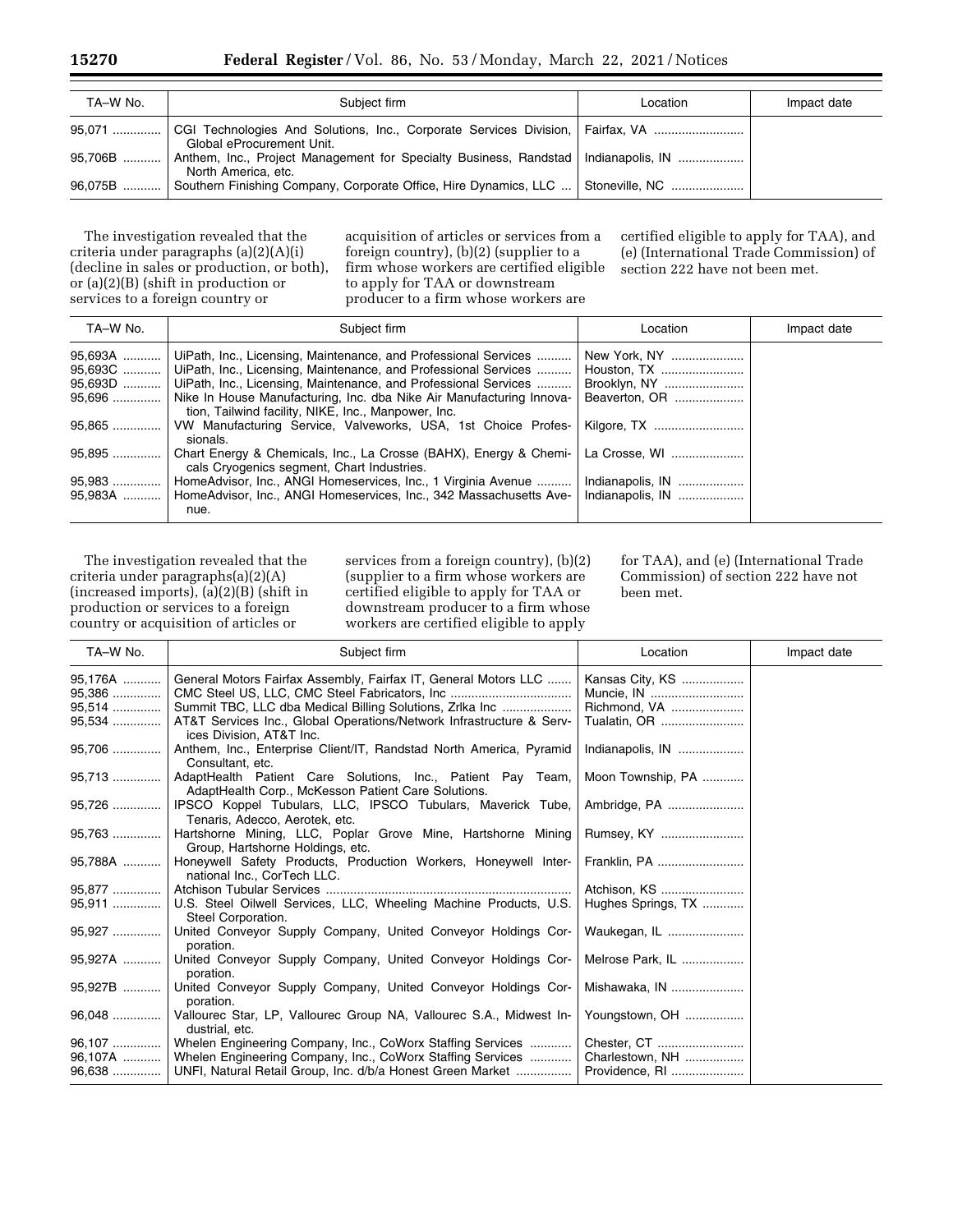| TA–W No. | Subject firm | Location | Impact date |
|---|---|---|---|
| 95,071 | CGI Technologies And Solutions, Inc., Corporate Services Division, Global eProcurement Unit. | Fairfax, VA | |
| 95,706B | Anthem, Inc., Project Management for Specialty Business, Randstad North America, etc. | Indianapolis, IN | |
| 96,075B | Southern Finishing Company, Corporate Office, Hire Dynamics, LLC ... | Stoneville, NC | |

The investigation revealed that the criteria under paragraphs (a)(2)(A)(i) (decline in sales or production, or both), or (a)(2)(B) (shift in production or services to a foreign country or acquisition of articles or services from a foreign country), (b)(2) (supplier to a firm whose workers are certified eligible to apply for TAA or downstream producer to a firm whose workers are certified eligible to apply for TAA), and (e) (International Trade Commission) of section 222 have not been met.

| TA–W No. | Subject firm | Location | Impact date |
|---|---|---|---|
| 95,693A | UiPath, Inc., Licensing, Maintenance, and Professional Services | New York, NY | |
| 95,693C | UiPath, Inc., Licensing, Maintenance, and Professional Services | Houston, TX | |
| 95,693D | UiPath, Inc., Licensing, Maintenance, and Professional Services | Brooklyn, NY | |
| 95,696 | Nike In House Manufacturing, Inc. dba Nike Air Manufacturing Innovation, Tailwind facility, NIKE, Inc., Manpower, Inc. | Beaverton, OR | |
| 95,865 | VW Manufacturing Service, Valveworks, USA, 1st Choice Professionals. | Kilgore, TX | |
| 95,895 | Chart Energy & Chemicals, Inc., La Crosse (BAHX), Energy & Chemicals Cryogenics segment, Chart Industries. | La Crosse, WI | |
| 95,983 | HomeAdvisor, Inc., ANGI Homeservices, Inc., 1 Virginia Avenue | Indianapolis, IN | |
| 95,983A | HomeAdvisor, Inc., ANGI Homeservices, Inc., 342 Massachusetts Avenue. | Indianapolis, IN | |

The investigation revealed that the criteria under paragraphs(a)(2)(A) (increased imports), (a)(2)(B) (shift in production or services to a foreign country or acquisition of articles or services from a foreign country), (b)(2) (supplier to a firm whose workers are certified eligible to apply for TAA or downstream producer to a firm whose workers are certified eligible to apply for TAA), and (e) (International Trade Commission) of section 222 have not been met.

| TA–W No. | Subject firm | Location | Impact date |
|---|---|---|---|
| 95,176A | General Motors Fairfax Assembly, Fairfax IT, General Motors LLC | Kansas City, KS | |
| 95,386 | CMC Steel US, LLC, CMC Steel Fabricators, Inc | Muncie, IN | |
| 95,514 | Summit TBC, LLC dba Medical Billing Solutions, Zrlka Inc | Richmond, VA | |
| 95,534 | AT&T Services Inc., Global Operations/Network Infrastructure & Services Division, AT&T Inc. | Tualatin, OR | |
| 95,706 | Anthem, Inc., Enterprise Client/IT, Randstad North America, Pyramid Consultant, etc. | Indianapolis, IN | |
| 95,713 | AdaptHealth Patient Care Solutions, Inc., Patient Pay Team, AdaptHealth Corp., McKesson Patient Care Solutions. | Moon Township, PA | |
| 95,726 | IPSCO Koppel Tubulars, LLC, IPSCO Tubulars, Maverick Tube, Tenaris, Adecco, Aerotek, etc. | Ambridge, PA | |
| 95,763 | Hartshorne Mining, LLC, Poplar Grove Mine, Hartshorne Mining Group, Hartshorne Holdings, etc. | Rumsey, KY | |
| 95,788A | Honeywell Safety Products, Production Workers, Honeywell International Inc., CorTech LLC. | Franklin, PA | |
| 95,877 | Atchison Tubular Services | Atchison, KS | |
| 95,911 | U.S. Steel Oilwell Services, LLC, Wheeling Machine Products, U.S. Steel Corporation. | Hughes Springs, TX | |
| 95,927 | United Conveyor Supply Company, United Conveyor Holdings Corporation. | Waukegan, IL | |
| 95,927A | United Conveyor Supply Company, United Conveyor Holdings Corporation. | Melrose Park, IL | |
| 95,927B | United Conveyor Supply Company, United Conveyor Holdings Corporation. | Mishawaka, IN | |
| 96,048 | Vallourec Star, LP, Vallourec Group NA, Vallourec S.A., Midwest Industrial, etc. | Youngstown, OH | |
| 96,107 | Whelen Engineering Company, Inc., CoWorx Staffing Services | Chester, CT | |
| 96,107A | Whelen Engineering Company, Inc., CoWorx Staffing Services | Charlestown, NH | |
| 96,638 | UNFI, Natural Retail Group, Inc. d/b/a Honest Green Market | Providence, RI | |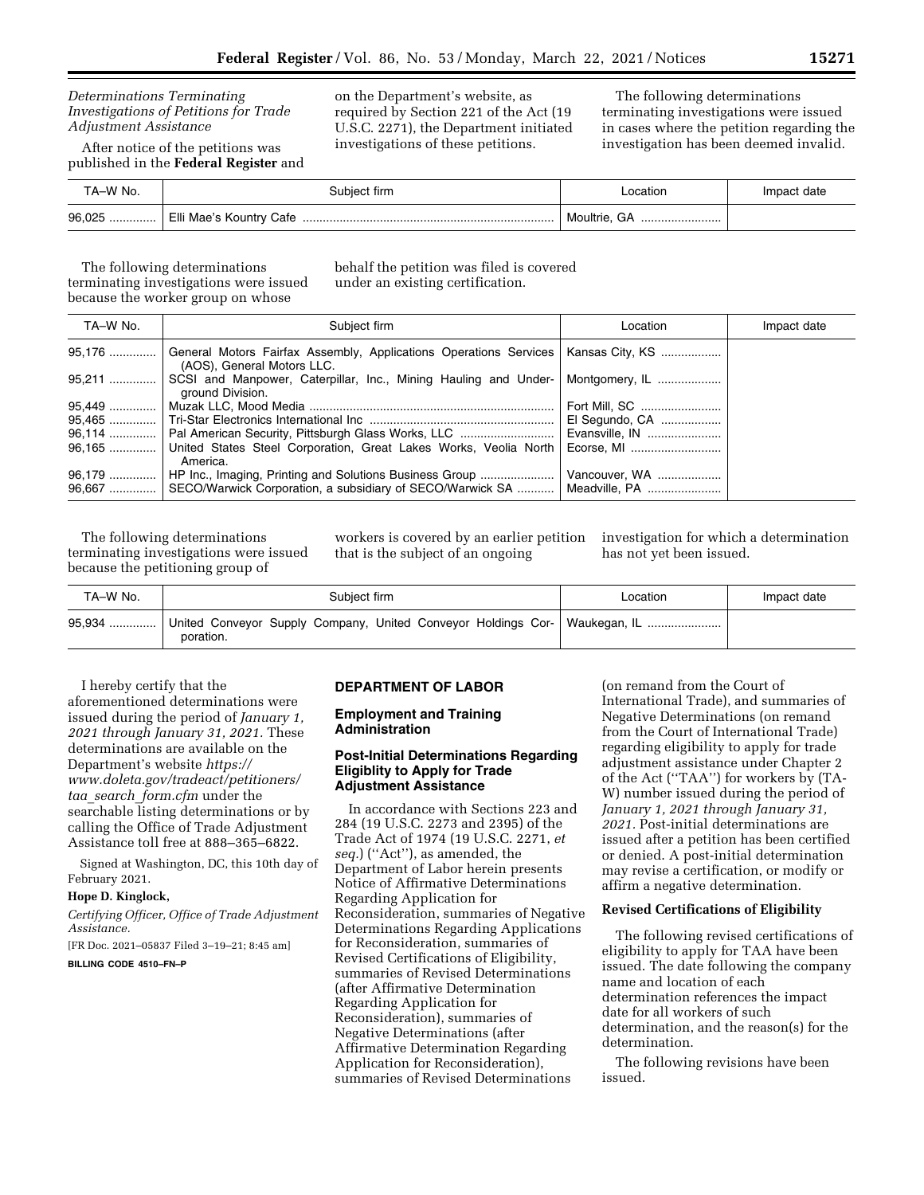*Determinations Terminating Investigations of Petitions for Trade Adjustment Assistance*

After notice of the petitions was published in the **Federal Register** and on the Department's website, as required by Section 221 of the Act (19 U.S.C. 2271), the Department initiated investigations of these petitions.

The following determinations terminating investigations were issued in cases where the petition regarding the investigation has been deemed invalid.

| TA–W No. | Subject firm | Location | Impact date |
|---|---|---|---|
| 96,025 | Elli Mae's Kountry Cafe | Moultrie, GA | |

The following determinations terminating investigations were issued because the worker group on whose behalf the petition was filed is covered under an existing certification.

| TA–W No. | Subject firm | Location | Impact date |
|---|---|---|---|
| 95,176 | General Motors Fairfax Assembly, Applications Operations Services (AOS), General Motors LLC. | Kansas City, KS | |
| 95,211 | SCSI and Manpower, Caterpillar, Inc., Mining Hauling and Underground Division. | Montgomery, IL | |
| 95,449 | Muzak LLC, Mood Media | Fort Mill, SC | |
| 95,465 | Tri-Star Electronics International Inc | El Segundo, CA | |
| 96,114 | Pal American Security, Pittsburgh Glass Works, LLC | Evansville, IN | |
| 96,165 | United States Steel Corporation, Great Lakes Works, Veolia North America. | Ecorse, MI | |
| 96,179 | HP Inc., Imaging, Printing and Solutions Business Group | Vancouver, WA | |
| 96,667 | SECO/Warwick Corporation, a subsidiary of SECO/Warwick SA | Meadville, PA | |

The following determinations terminating investigations were issued because the petitioning group of workers is covered by an earlier petition that is the subject of an ongoing investigation for which a determination has not yet been issued.

| TA–W No. | Subject firm | Location | Impact date |
|---|---|---|---|
| 95,934 | United Conveyor Supply Company, United Conveyor Holdings Corporation. | Waukegan, IL | |

I hereby certify that the aforementioned determinations were issued during the period of *January 1, 2021 through January 31, 2021.* These determinations are available on the Department's website *https://www.doleta.gov/tradeact/petitioners/taa_search_form.cfm* under the searchable listing determinations or by calling the Office of Trade Adjustment Assistance toll free at 888–365–6822.

Signed at Washington, DC, this 10th day of February 2021.

**Hope D. Kinglock,**

*Certifying Officer, Office of Trade Adjustment Assistance.*

[FR Doc. 2021–05837 Filed 3–19–21; 8:45 am]

**BILLING CODE 4510–FN–P**

## DEPARTMENT OF LABOR

### Employment and Training Administration

### Post-Initial Determinations Regarding Eligiblity to Apply for Trade Adjustment Assistance

In accordance with Sections 223 and 284 (19 U.S.C. 2273 and 2395) of the Trade Act of 1974 (19 U.S.C. 2271, *et seq.*) (''Act''), as amended, the Department of Labor herein presents Notice of Affirmative Determinations Regarding Application for Reconsideration, summaries of Negative Determinations Regarding Applications for Reconsideration, summaries of Revised Certifications of Eligibility, summaries of Revised Determinations (after Affirmative Determination Regarding Application for Reconsideration), summaries of Negative Determinations (after Affirmative Determination Regarding Application for Reconsideration), summaries of Revised Determinations (on remand from the Court of International Trade), and summaries of Negative Determinations (on remand from the Court of International Trade) regarding eligibility to apply for trade adjustment assistance under Chapter 2 of the Act (''TAA'') for workers by (TA-W) number issued during the period of *January 1, 2021 through January 31, 2021*. Post-initial determinations are issued after a petition has been certified or denied. A post-initial determination may revise a certification, or modify or affirm a negative determination.

#### Revised Certifications of Eligibility

The following revised certifications of eligibility to apply for TAA have been issued. The date following the company name and location of each determination references the impact date for all workers of such determination, and the reason(s) for the determination.

The following revisions have been issued.